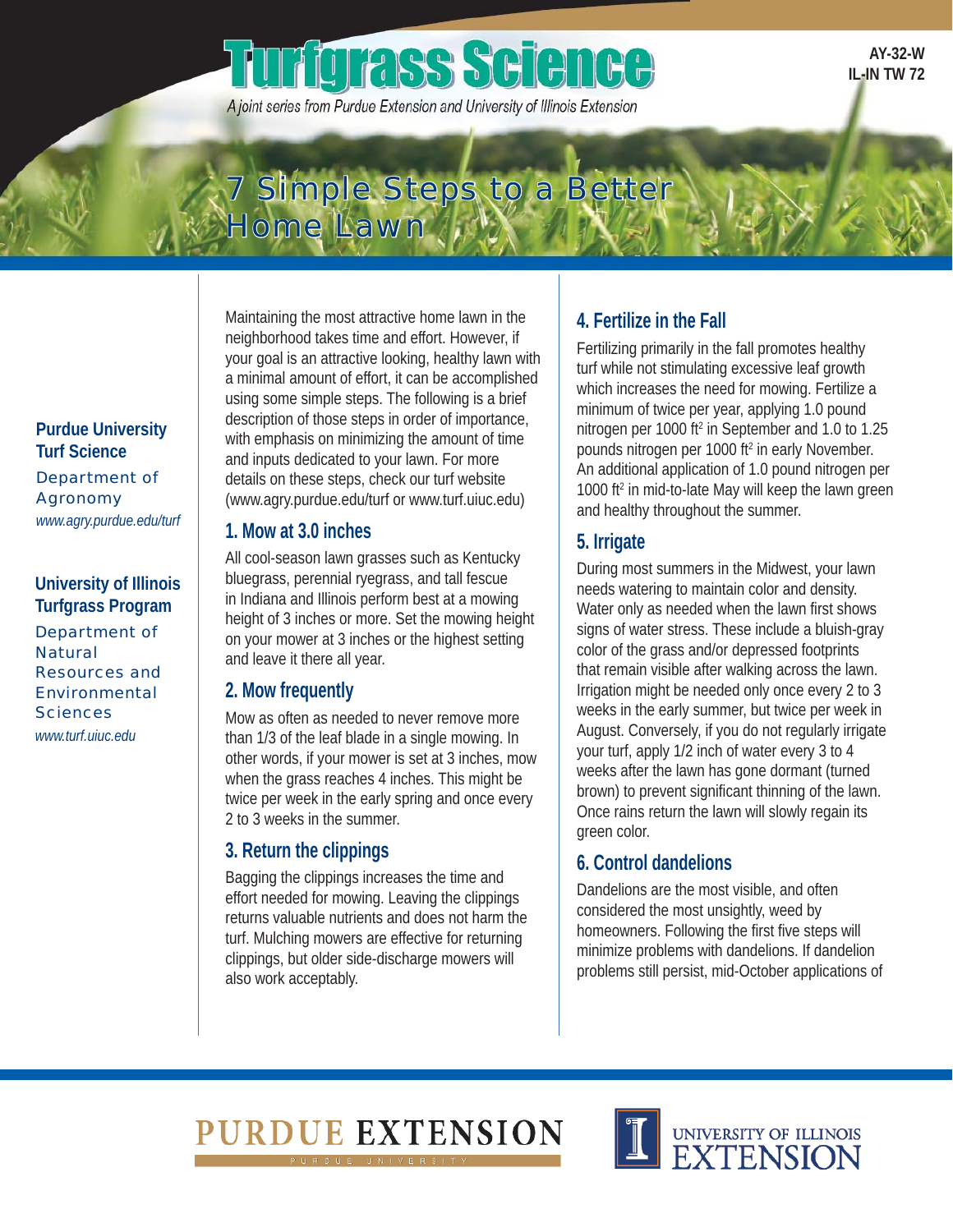# Turfgrass Science

*A joint series from Purdue Extension and University of Illinois Extension*

AY-32-W
IL-IN TW 72

# 7 Simple Steps to a Better Home Lawn

**Purdue University Turf Science**
Department of Agronomy
*www.agry.purdue.edu/turf*

**University of Illinois Turfgrass Program**
Department of Natural Resources and Environmental Sciences
*www.turf.uiuc.edu*

Maintaining the most attractive home lawn in the neighborhood takes time and effort. However, if your goal is an attractive looking, healthy lawn with a minimal amount of effort, it can be accomplished using some simple steps. The following is a brief description of those steps in order of importance, with emphasis on minimizing the amount of time and inputs dedicated to your lawn. For more details on these steps, check our turf website (www.agry.purdue.edu/turf or www.turf.uiuc.edu)

## 1. Mow at 3.0 inches

All cool-season lawn grasses such as Kentucky bluegrass, perennial ryegrass, and tall fescue in Indiana and Illinois perform best at a mowing height of 3 inches or more. Set the mowing height on your mower at 3 inches or the highest setting and leave it there all year.

## 2. Mow frequently

Mow as often as needed to never remove more than 1/3 of the leaf blade in a single mowing. In other words, if your mower is set at 3 inches, mow when the grass reaches 4 inches. This might be twice per week in the early spring and once every 2 to 3 weeks in the summer.

## 3. Return the clippings

Bagging the clippings increases the time and effort needed for mowing. Leaving the clippings returns valuable nutrients and does not harm the turf. Mulching mowers are effective for returning clippings, but older side-discharge mowers will also work acceptably.

## 4. Fertilize in the Fall

Fertilizing primarily in the fall promotes healthy turf while not stimulating excessive leaf growth which increases the need for mowing. Fertilize a minimum of twice per year, applying 1.0 pound nitrogen per 1000 $ft^2$ in September and 1.0 to 1.25 pounds nitrogen per 1000 $ft^2$ in early November. An additional application of 1.0 pound nitrogen per 1000 $ft^2$ in mid-to-late May will keep the lawn green and healthy throughout the summer.

## 5. Irrigate

During most summers in the Midwest, your lawn needs watering to maintain color and density. Water only as needed when the lawn first shows signs of water stress. These include a bluish-gray color of the grass and/or depressed footprints that remain visible after walking across the lawn. Irrigation might be needed only once every 2 to 3 weeks in the early summer, but twice per week in August. Conversely, if you do not regularly irrigate your turf, apply 1/2 inch of water every 3 to 4 weeks after the lawn has gone dormant (turned brown) to prevent significant thinning of the lawn. Once rains return the lawn will slowly regain its green color.

## 6. Control dandelions

Dandelions are the most visible, and often considered the most unsightly, weed by homeowners. Following the first five steps will minimize problems with dandelions. If dandelion problems still persist, mid-October applications of

PURDUE EXTENSION

UNIVERSITY OF ILLINOIS EXTENSION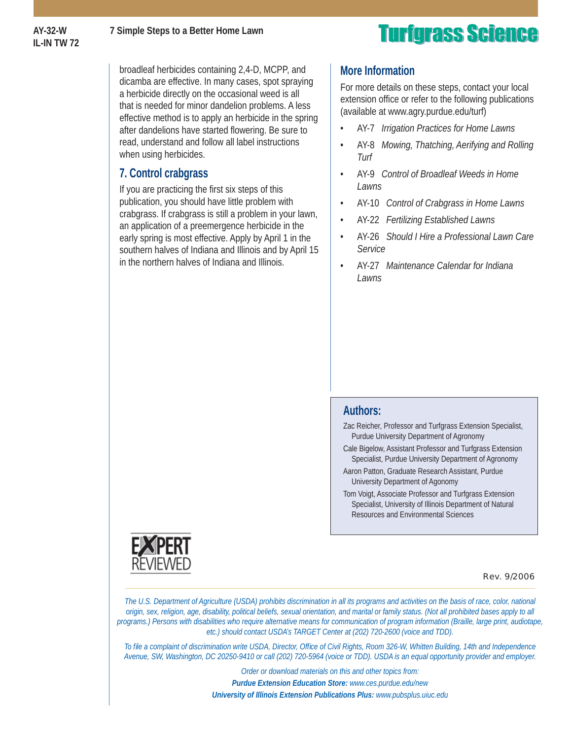broadleaf herbicides containing 2,4-D, MCPP, and dicamba are effective. In many cases, spot spraying a herbicide directly on the occasional weed is all that is needed for minor dandelion problems. A less effective method is to apply an herbicide in the spring after dandelions have started flowering. Be sure to read, understand and follow all label instructions when using herbicides.

## 7. Control crabgrass

If you are practicing the first six steps of this publication, you should have little problem with crabgrass. If crabgrass is still a problem in your lawn, an application of a preemergence herbicide in the early spring is most effective. Apply by April 1 in the southern halves of Indiana and Illinois and by April 15 in the northern halves of Indiana and Illinois.

## More Information

For more details on these steps, contact your local extension office or refer to the following publications (available at www.agry.purdue.edu/turf)

- AY-7 *Irrigation Practices for Home Lawns*
- AY-8 *Mowing, Thatching, Aerifying and Rolling Turf*
- AY-9 *Control of Broadleaf Weeds in Home Lawns*
- AY-10 *Control of Crabgrass in Home Lawns*
- AY-22 *Fertilizing Established Lawns*
- AY-26 *Should I Hire a Professional Lawn Care Service*
- AY-27 *Maintenance Calendar for Indiana Lawns*

## Authors:

Zac Reicher, Professor and Turfgrass Extension Specialist, Purdue University Department of Agronomy

Cale Bigelow, Assistant Professor and Turfgrass Extension Specialist, Purdue University Department of Agronomy

Aaron Patton, Graduate Research Assistant, Purdue University Department of Agonomy

Tom Voigt, Associate Professor and Turfgrass Extension Specialist, University of Illinois Department of Natural Resources and Environmental Sciences

EXPERT REVIEWED

Rev. 9/2006

*The U.S. Department of Agriculture (USDA) prohibits discrimination in all its programs and activities on the basis of race, color, national origin, sex, religion, age, disability, political beliefs, sexual orientation, and marital or family status. (Not all prohibited bases apply to all programs.) Persons with disabilities who require alternative means for communication of program information (Braille, large print, audiotape, etc.) should contact USDA's TARGET Center at (202) 720-2600 (voice and TDD).*

*To file a complaint of discrimination write USDA, Director, Office of Civil Rights, Room 326-W, Whitten Building, 14th and Independence Avenue, SW, Washington, DC 20250-9410 or call (202) 720-5964 (voice or TDD). USDA is an equal opportunity provider and employer.*

*Order or download materials on this and other topics from:*

***Purdue Extension Education Store:*** *www.ces.purdue.edu/new*

***University of Illinois Extension Publications Plus:*** *www.pubsplus.uiuc.edu*